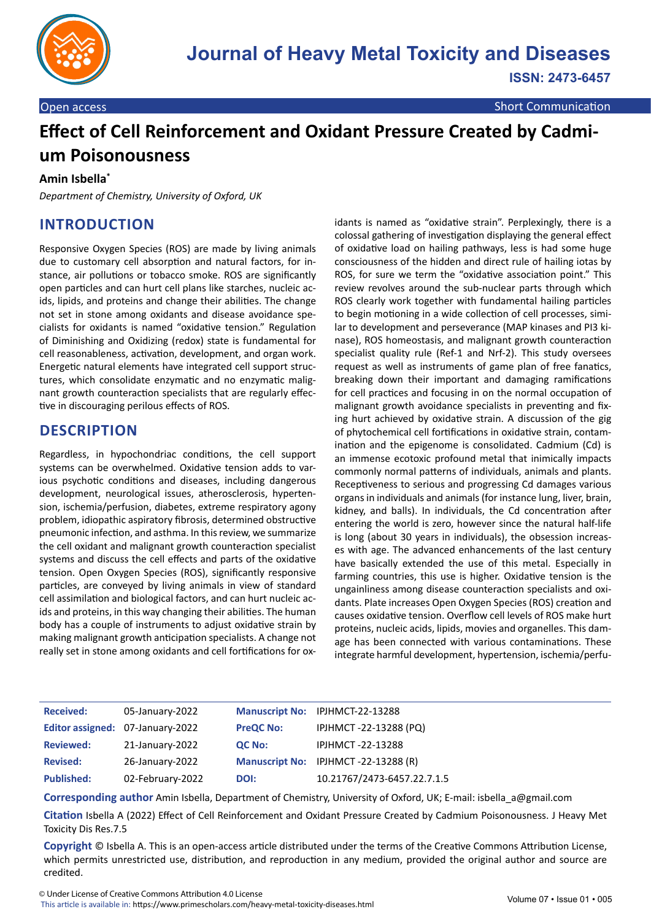Open access

Short Communication

# Effect of Cell Reinforcement and Oxidant Pressure Created by Cadmium Poisonousness

**Amin Isbella***

*Department of Chemistry, University of Oxford, UK*

## INTRODUCTION

Responsive Oxygen Species (ROS) are made by living animals due to customary cell absorption and natural factors, for instance, air pollutions or tobacco smoke. ROS are significantly open particles and can hurt cell plans like starches, nucleic acids, lipids, and proteins and change their abilities. The change not set in stone among oxidants and disease avoidance specialists for oxidants is named "oxidative tension." Regulation of Diminishing and Oxidizing (redox) state is fundamental for cell reasonableness, activation, development, and organ work. Energetic natural elements have integrated cell support structures, which consolidate enzymatic and no enzymatic malignant growth counteraction specialists that are regularly effective in discouraging perilous effects of ROS.

## DESCRIPTION

Regardless, in hypochondriac conditions, the cell support systems can be overwhelmed. Oxidative tension adds to various psychotic conditions and diseases, including dangerous development, neurological issues, atherosclerosis, hypertension, ischemia/perfusion, diabetes, extreme respiratory agony problem, idiopathic aspiratory fibrosis, determined obstructive pneumonic infection, and asthma. In this review, we summarize the cell oxidant and malignant growth counteraction specialist systems and discuss the cell effects and parts of the oxidative tension. Open Oxygen Species (ROS), significantly responsive particles, are conveyed by living animals in view of standard cell assimilation and biological factors, and can hurt nucleic acids and proteins, in this way changing their abilities. The human body has a couple of instruments to adjust oxidative strain by making malignant growth anticipation specialists. A change not really set in stone among oxidants and cell fortifications for oxidants is named as "oxidative strain". Perplexingly, there is a colossal gathering of investigation displaying the general effect of oxidative load on hailing pathways, less is had some huge consciousness of the hidden and direct rule of hailing iotas by ROS, for sure we term the "oxidative association point." This review revolves around the sub-nuclear parts through which ROS clearly work together with fundamental hailing particles to begin motioning in a wide collection of cell processes, similar to development and perseverance (MAP kinases and PI3 kinase), ROS homeostasis, and malignant growth counteraction specialist quality rule (Ref-1 and Nrf-2). This study oversees request as well as instruments of game plan of free fanatics, breaking down their important and damaging ramifications for cell practices and focusing in on the normal occupation of malignant growth avoidance specialists in preventing and fixing hurt achieved by oxidative strain. A discussion of the gig of phytochemical cell fortifications in oxidative strain, contamination and the epigenome is consolidated. Cadmium (Cd) is an immense ecotoxic profound metal that inimically impacts commonly normal patterns of individuals, animals and plants. Receptiveness to serious and progressing Cd damages various organs in individuals and animals (for instance lung, liver, brain, kidney, and balls). In individuals, the Cd concentration after entering the world is zero, however since the natural half-life is long (about 30 years in individuals), the obsession increases with age. The advanced enhancements of the last century have basically extended the use of this metal. Especially in farming countries, this use is higher. Oxidative tension is the ungainliness among disease counteraction specialists and oxidants. Plate increases Open Oxygen Species (ROS) creation and causes oxidative tension. Overflow cell levels of ROS make hurt proteins, nucleic acids, lipids, movies and organelles. This damage has been connected with various contaminations. These integrate harmful development, hypertension, ischemia/perfu-

| | | | |
|---|---|---|---|
| **Received:** | 05-January-2022 | **Manuscript No:** | IPJHMCT-22-13288 |
| **Editor assigned:** | 07-January-2022 | **PreQC No:** | IPJHMCT -22-13288 (PQ) |
| **Reviewed:** | 21-January-2022 | **QC No:** | IPJHMCT -22-13288 |
| **Revised:** | 26-January-2022 | **Manuscript No:** | IPJHMCT -22-13288 (R) |
| **Published:** | 02-February-2022 | **DOI:** | 10.21767/2473-6457.22.7.1.5 |

**Corresponding author** Amin Isbella, Department of Chemistry, University of Oxford, UK; E-mail: isbella_a@gmail.com

**Citation** Isbella A (2022) Effect of Cell Reinforcement and Oxidant Pressure Created by Cadmium Poisonousness. J Heavy Met Toxicity Dis Res.7.5

**Copyright** © Isbella A. This is an open-access article distributed under the terms of the Creative Commons Attribution License, which permits unrestricted use, distribution, and reproduction in any medium, provided the original author and source are credited.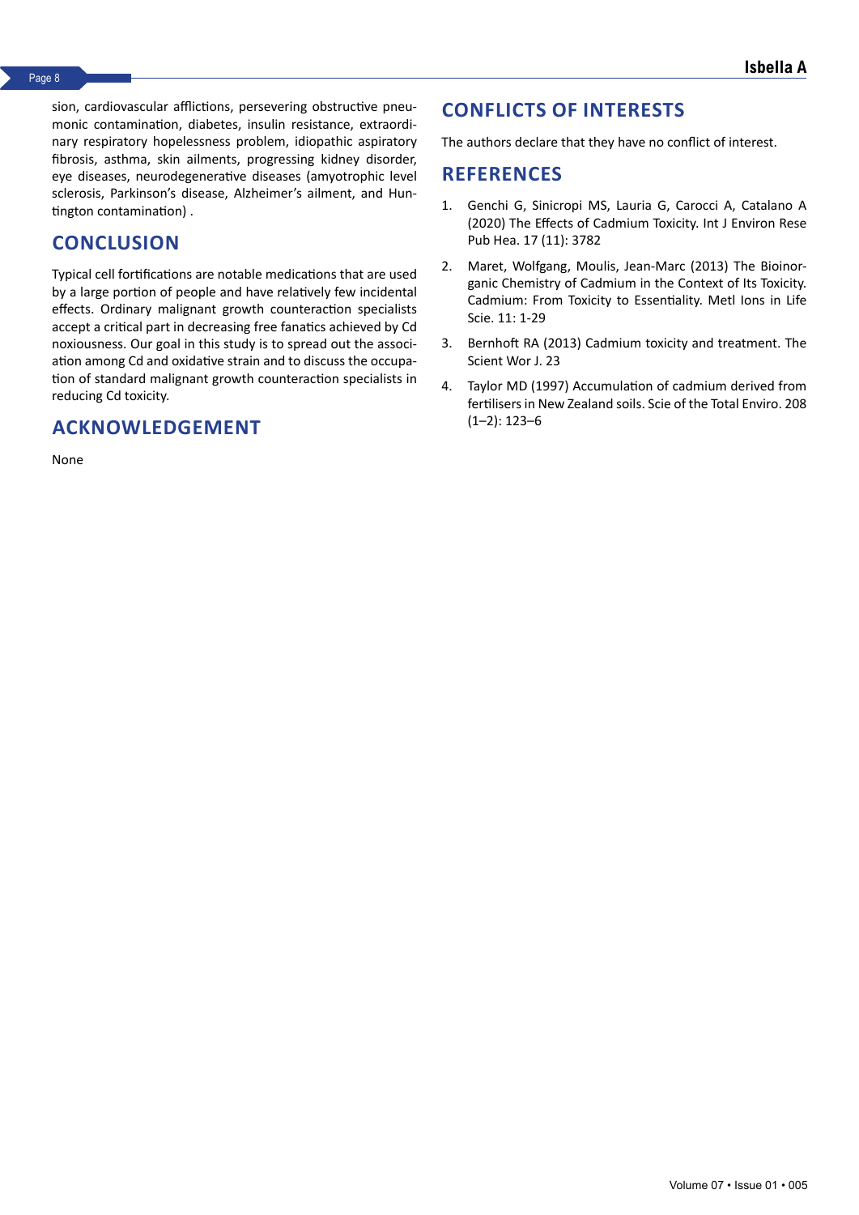sion, cardiovascular afflictions, persevering obstructive pneumonic contamination, diabetes, insulin resistance, extraordinary respiratory hopelessness problem, idiopathic aspiratory fibrosis, asthma, skin ailments, progressing kidney disorder, eye diseases, neurodegenerative diseases (amyotrophic level sclerosis, Parkinson's disease, Alzheimer's ailment, and Huntington contamination) .

## CONCLUSION

Typical cell fortifications are notable medications that are used by a large portion of people and have relatively few incidental effects. Ordinary malignant growth counteraction specialists accept a critical part in decreasing free fanatics achieved by Cd noxiousness. Our goal in this study is to spread out the association among Cd and oxidative strain and to discuss the occupation of standard malignant growth counteraction specialists in reducing Cd toxicity.

## ACKNOWLEDGEMENT

None

## CONFLICTS OF INTERESTS

The authors declare that they have no conflict of interest.

## REFERENCES

1. Genchi G, Sinicropi MS, Lauria G, Carocci A, Catalano A (2020) The Effects of Cadmium Toxicity. Int J Environ Rese Pub Hea. 17 (11): 3782
2. Maret, Wolfgang, Moulis, Jean-Marc (2013) The Bioinorganic Chemistry of Cadmium in the Context of Its Toxicity. Cadmium: From Toxicity to Essentiality. Metl Ions in Life Scie. 11: 1-29
3. Bernhoft RA (2013) Cadmium toxicity and treatment. The Scient Wor J. 23
4. Taylor MD (1997) Accumulation of cadmium derived from fertilisers in New Zealand soils. Scie of the Total Enviro. 208 (1–2): 123–6